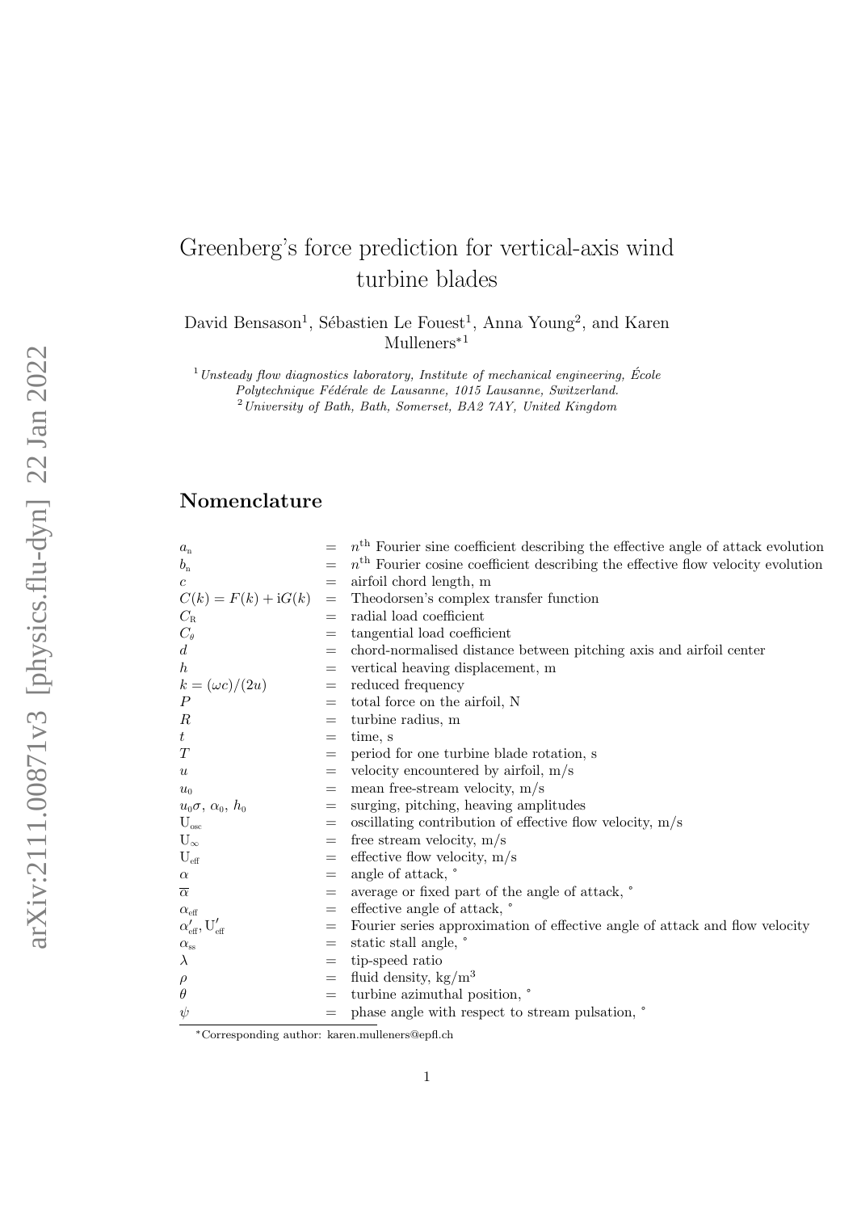# Greenberg's force prediction for vertical-axis wind turbine blades

David Bensason[1], Sébastien Le Fouest[1], Anna Young[2], and Karen Mulleners*[1]

[1] *Unsteady flow diagnostics laboratory, Institute of mechanical engineering, École Polytechnique Fédérale de Lausanne, 1015 Lausanne, Switzerland.*
[2] *University of Bath, Bath, Somerset, BA2 7AY, United Kingdom*

## Nomenclature

| | | |
|---|---|---|
| $a_{\mathrm{n}}$ | = | $n^{\mathrm{th}}$ Fourier sine coefficient describing the effective angle of attack evolution |
| $b_{\mathrm{n}}$ | = | $n^{\mathrm{th}}$ Fourier cosine coefficient describing the effective flow velocity evolution |
| $c$ | = | airfoil chord length, m |
| $C(k) = F(k) + \mathrm{i}G(k)$ | = | Theodorsen's complex transfer function |
| $C_{\mathrm{R}}$ | = | radial load coefficient |
| $C_{\theta}$ | = | tangential load coefficient |
| $d$ | = | chord-normalised distance between pitching axis and airfoil center |
| $h$ | = | vertical heaving displacement, m |
| $k = (\omega c)/(2u)$ | = | reduced frequency |
| $P$ | = | total force on the airfoil, N |
| $R$ | = | turbine radius, m |
| $t$ | = | time, s |
| $T$ | = | period for one turbine blade rotation, s |
| $u$ | = | velocity encountered by airfoil, m/s |
| $u_0$ | = | mean free-stream velocity, m/s |
| $u_0\sigma$, $\alpha_0$, $h_0$ | = | surging, pitching, heaving amplitudes |
| $\mathrm{U}_{\mathrm{osc}}$ | = | oscillating contribution of effective flow velocity, m/s |
| $\mathrm{U}_{\infty}$ | = | free stream velocity, m/s |
| $\mathrm{U}_{\mathrm{eff}}$ | = | effective flow velocity, m/s |
| $\alpha$ | = | angle of attack, ° |
| $\overline{\alpha}$ | = | average or fixed part of the angle of attack, ° |
| $\alpha_{\mathrm{eff}}$ | = | effective angle of attack, ° |
| $\alpha'_{\mathrm{eff}}, \mathrm{U}'_{\mathrm{eff}}$ | = | Fourier series approximation of effective angle of attack and flow velocity |
| $\alpha_{\mathrm{ss}}$ | = | static stall angle, ° |
| $\lambda$ | = | tip-speed ratio |
| $\rho$ | = | fluid density, kg/m$^3$ |
| $\theta$ | = | turbine azimuthal position, ° |
| $\psi$ | = | phase angle with respect to stream pulsation, ° |

*Corresponding author: karen.mulleners@epfl.ch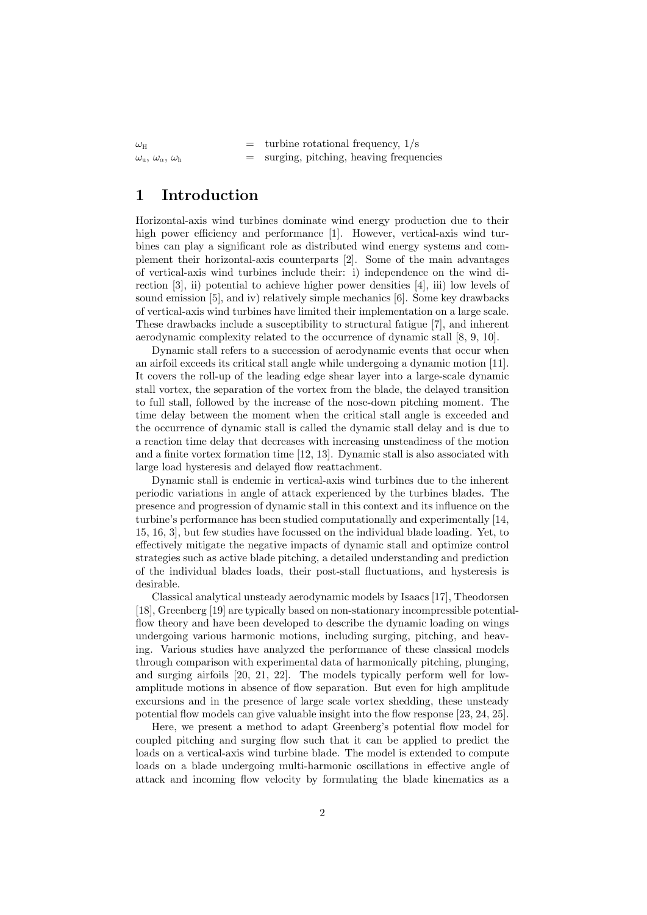| | | |
|---|---|---|
| $\omega_{\mathrm{H}}$ | = | turbine rotational frequency, 1/s |
| $\omega_{\mathrm{u}}$, $\omega_{\alpha}$, $\omega_{\mathrm{h}}$ | = | surging, pitching, heaving frequencies |

# 1 Introduction

Horizontal-axis wind turbines dominate wind energy production due to their high power efficiency and performance [1]. However, vertical-axis wind turbines can play a significant role as distributed wind energy systems and complement their horizontal-axis counterparts [2]. Some of the main advantages of vertical-axis wind turbines include their: i) independence on the wind direction [3], ii) potential to achieve higher power densities [4], iii) low levels of sound emission [5], and iv) relatively simple mechanics [6]. Some key drawbacks of vertical-axis wind turbines have limited their implementation on a large scale. These drawbacks include a susceptibility to structural fatigue [7], and inherent aerodynamic complexity related to the occurrence of dynamic stall [8, 9, 10].

Dynamic stall refers to a succession of aerodynamic events that occur when an airfoil exceeds its critical stall angle while undergoing a dynamic motion [11]. It covers the roll-up of the leading edge shear layer into a large-scale dynamic stall vortex, the separation of the vortex from the blade, the delayed transition to full stall, followed by the increase of the nose-down pitching moment. The time delay between the moment when the critical stall angle is exceeded and the occurrence of dynamic stall is called the dynamic stall delay and is due to a reaction time delay that decreases with increasing unsteadiness of the motion and a finite vortex formation time [12, 13]. Dynamic stall is also associated with large load hysteresis and delayed flow reattachment.

Dynamic stall is endemic in vertical-axis wind turbines due to the inherent periodic variations in angle of attack experienced by the turbines blades. The presence and progression of dynamic stall in this context and its influence on the turbine's performance has been studied computationally and experimentally [14, 15, 16, 3], but few studies have focussed on the individual blade loading. Yet, to effectively mitigate the negative impacts of dynamic stall and optimize control strategies such as active blade pitching, a detailed understanding and prediction of the individual blades loads, their post-stall fluctuations, and hysteresis is desirable.

Classical analytical unsteady aerodynamic models by Isaacs [17], Theodorsen [18], Greenberg [19] are typically based on non-stationary incompressible potential-flow theory and have been developed to describe the dynamic loading on wings undergoing various harmonic motions, including surging, pitching, and heaving. Various studies have analyzed the performance of these classical models through comparison with experimental data of harmonically pitching, plunging, and surging airfoils [20, 21, 22]. The models typically perform well for low-amplitude motions in absence of flow separation. But even for high amplitude excursions and in the presence of large scale vortex shedding, these unsteady potential flow models can give valuable insight into the flow response [23, 24, 25].

Here, we present a method to adapt Greenberg's potential flow model for coupled pitching and surging flow such that it can be applied to predict the loads on a vertical-axis wind turbine blade. The model is extended to compute loads on a blade undergoing multi-harmonic oscillations in effective angle of attack and incoming flow velocity by formulating the blade kinematics as a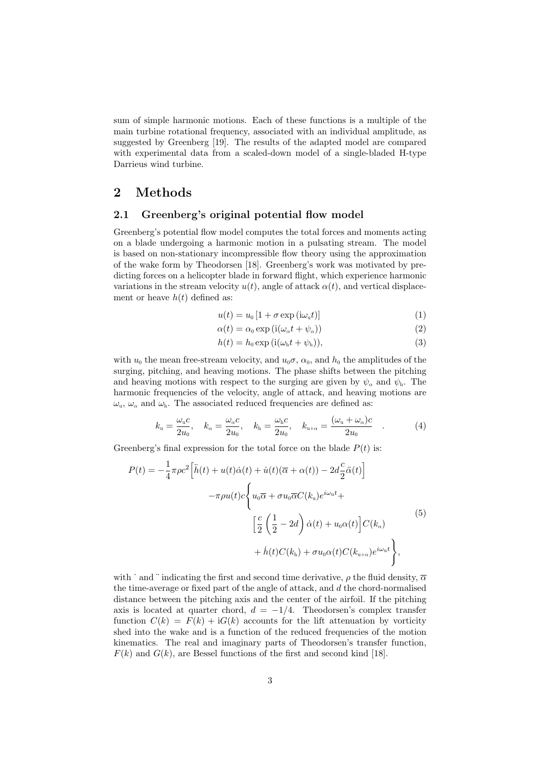sum of simple harmonic motions. Each of these functions is a multiple of the main turbine rotational frequency, associated with an individual amplitude, as suggested by Greenberg [19]. The results of the adapted model are compared with experimental data from a scaled-down model of a single-bladed H-type Darrieus wind turbine.

# 2 Methods

## 2.1 Greenberg's original potential flow model

Greenberg's potential flow model computes the total forces and moments acting on a blade undergoing a harmonic motion in a pulsating stream. The model is based on non-stationary incompressible flow theory using the approximation of the wake form by Theodorsen [18]. Greenberg's work was motivated by predicting forces on a helicopter blade in forward flight, which experience harmonic variations in the stream velocity $u(t)$, angle of attack $\alpha(t)$, and vertical displacement or heave $h(t)$ defined as:

$$u(t) = u_0 \left[1 + \sigma \exp\left(\mathrm{i}\omega_u t\right)\right] \tag{1}$$

$$\alpha(t) = \alpha_0 \exp\left(\mathrm{i}(\omega_\alpha t + \psi_\alpha)\right) \tag{2}$$

$$h(t) = h_0 \exp\left(\mathrm{i}(\omega_h t + \psi_h)\right), \tag{3}$$

with $u_0$ the mean free-stream velocity, and $u_0\sigma$, $\alpha_0$, and $h_0$ the amplitudes of the surging, pitching, and heaving motions. The phase shifts between the pitching and heaving motions with respect to the surging are given by $\psi_\alpha$ and $\psi_h$. The harmonic frequencies of the velocity, angle of attack, and heaving motions are $\omega_u$, $\omega_\alpha$ and $\omega_h$. The associated reduced frequencies are defined as:

$$k_u = \frac{\omega_u c}{2u_0}, \quad k_\alpha = \frac{\omega_\alpha c}{2u_0}, \quad k_h = \frac{\omega_h c}{2u_0}, \quad k_{u+\alpha} = \frac{(\omega_u + \omega_\alpha)c}{2u_0} \quad . \tag{4}$$

Greenberg's final expression for the total force on the blade $P(t)$ is:

$$\begin{aligned} P(t) = &-\frac{1}{4}\pi\rho c^2 \Big[\ddot{h}(t) + u(t)\dot{\alpha}(t) + \dot{u}(t)(\overline{\alpha} + \alpha(t)) - 2d\frac{c}{2}\ddot{\alpha}(t)\Big] \\ &-\pi\rho u(t) c \Bigg\{ u_0\overline{\alpha} + \sigma u_0 \overline{\alpha} C(k_u) e^{i\omega_u t} + \\ &\qquad \Big[\frac{c}{2}\left(\frac{1}{2} - 2d\right)\dot{\alpha}(t) + u_0\alpha(t)\Big] C(k_\alpha) \\ &\qquad + \dot{h}(t) C(k_h) + \sigma u_0 \alpha(t) C(k_{u+\alpha}) e^{i\omega_u t} \Bigg\}, \end{aligned} \tag{5}$$

with $\dot{}$ and $\ddot{}$ indicating the first and second time derivative, $\rho$ the fluid density, $\overline{\alpha}$ the time-average or fixed part of the angle of attack, and $d$ the chord-normalised distance between the pitching axis and the center of the airfoil. If the pitching axis is located at quarter chord, $d = -1/4$. Theodorsen's complex transfer function $C(k) = F(k) + \mathrm{i}G(k)$ accounts for the lift attenuation by vorticity shed into the wake and is a function of the reduced frequencies of the motion kinematics. The real and imaginary parts of Theodorsen's transfer function, $F(k)$ and $G(k)$, are Bessel functions of the first and second kind [18].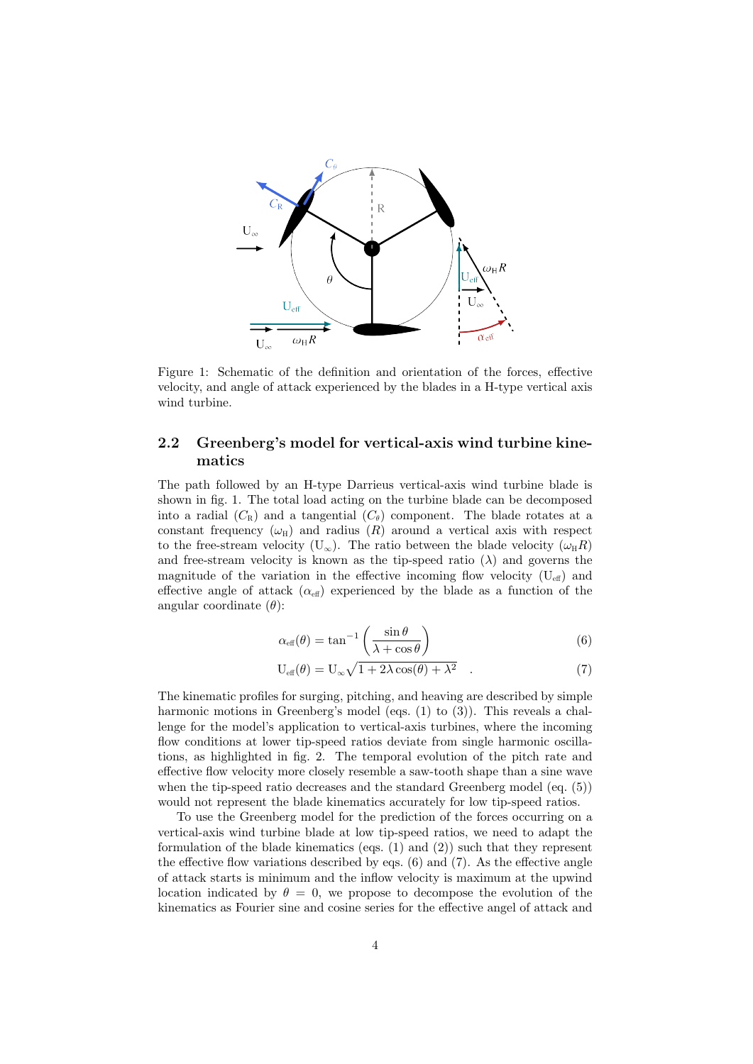Figure 1: Schematic of the definition and orientation of the forces, effective velocity, and angle of attack experienced by the blades in a H-type vertical axis wind turbine.

## 2.2 Greenberg's model for vertical-axis wind turbine kinematics

The path followed by an H-type Darrieus vertical-axis wind turbine blade is shown in fig. 1. The total load acting on the turbine blade can be decomposed into a radial ($C_\mathrm{R}$) and a tangential ($C_\theta$) component. The blade rotates at a constant frequency ($\omega_\mathrm{H}$) and radius ($R$) around a vertical axis with respect to the free-stream velocity ($\mathrm{U}_\infty$). The ratio between the blade velocity ($\omega_\mathrm{H}R$) and free-stream velocity is known as the tip-speed ratio ($\lambda$) and governs the magnitude of the variation in the effective incoming flow velocity ($\mathrm{U}_\mathrm{eff}$) and effective angle of attack ($\alpha_\mathrm{eff}$) experienced by the blade as a function of the angular coordinate ($\theta$):

$$\alpha_\mathrm{eff}(\theta) = \tan^{-1}\left(\frac{\sin\theta}{\lambda+\cos\theta}\right) \tag{6}$$

$$\mathrm{U}_\mathrm{eff}(\theta) = \mathrm{U}_\infty\sqrt{1+2\lambda\cos(\theta)+\lambda^2} \quad . \tag{7}$$

The kinematic profiles for surging, pitching, and heaving are described by simple harmonic motions in Greenberg's model (eqs. (1) to (3)). This reveals a challenge for the model's application to vertical-axis turbines, where the incoming flow conditions at lower tip-speed ratios deviate from single harmonic oscillations, as highlighted in fig. 2. The temporal evolution of the pitch rate and effective flow velocity more closely resemble a saw-tooth shape than a sine wave when the tip-speed ratio decreases and the standard Greenberg model (eq. (5)) would not represent the blade kinematics accurately for low tip-speed ratios.

To use the Greenberg model for the prediction of the forces occurring on a vertical-axis wind turbine blade at low tip-speed ratios, we need to adapt the formulation of the blade kinematics (eqs. (1) and (2)) such that they represent the effective flow variations described by eqs. (6) and (7). As the effective angle of attack starts is minimum and the inflow velocity is maximum at the upwind location indicated by $\theta = 0$, we propose to decompose the evolution of the kinematics as Fourier sine and cosine series for the effective angel of attack and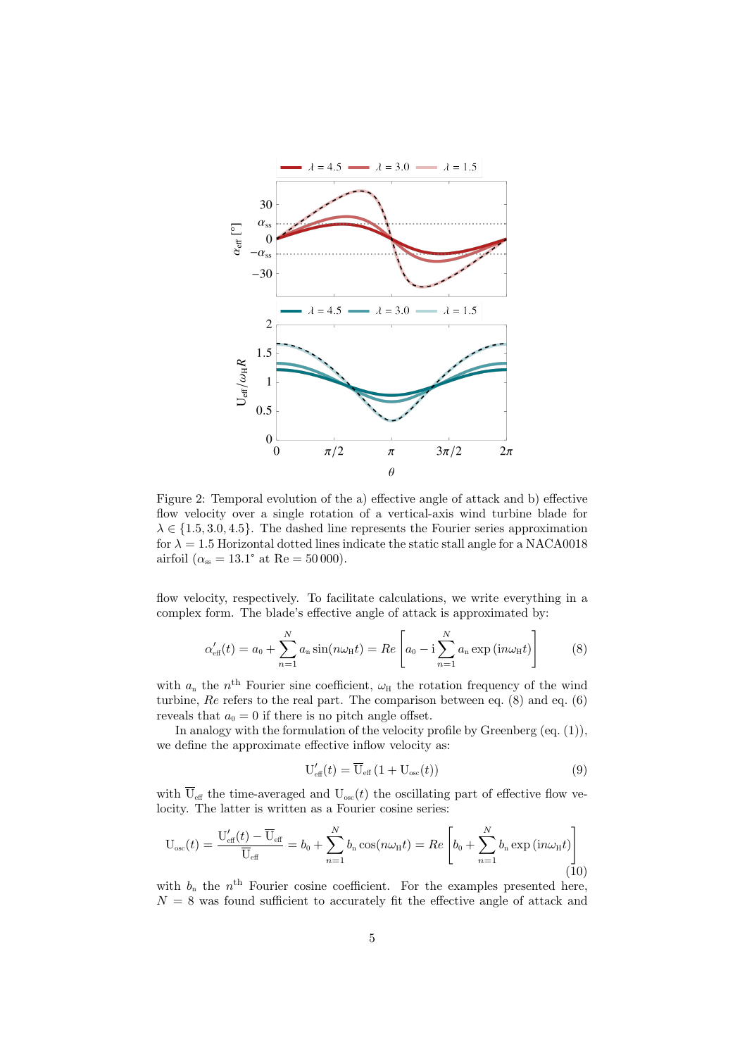Figure 2: Temporal evolution of the a) effective angle of attack and b) effective flow velocity over a single rotation of a vertical-axis wind turbine blade for $\lambda \in \{1.5, 3.0, 4.5\}$. The dashed line represents the Fourier series approximation for $\lambda = 1.5$ Horizontal dotted lines indicate the static stall angle for a NACA0018 airfoil ($\alpha_{ss} = 13.1°$ at Re = 50 000).

flow velocity, respectively. To facilitate calculations, we write everything in a complex form. The blade's effective angle of attack is approximated by:

$$\alpha'_{eff}(t) = a_0 + \sum_{n=1}^{N} a_n \sin(n\omega_H t) = Re\left[a_0 - \mathrm{i}\sum_{n=1}^{N} a_n \exp\left(\mathrm{i}n\omega_H t\right)\right] \tag{8}$$

with $a_n$ the $n^{\text{th}}$ Fourier sine coefficient, $\omega_H$ the rotation frequency of the wind turbine, $Re$ refers to the real part. The comparison between eq. (8) and eq. (6) reveals that $a_0 = 0$ if there is no pitch angle offset.

In analogy with the formulation of the velocity profile by Greenberg (eq. (1)), we define the approximate effective inflow velocity as:

$$U'_{eff}(t) = \overline{U}_{eff}\left(1 + U_{osc}(t)\right) \tag{9}$$

with $\overline{U}_{eff}$ the time-averaged and $U_{osc}(t)$ the oscillating part of effective flow velocity. The latter is written as a Fourier cosine series:

$$U_{osc}(t) = \frac{U'_{eff}(t) - \overline{U}_{eff}}{\overline{U}_{eff}} = b_0 + \sum_{n=1}^{N} b_n \cos(n\omega_H t) = Re\left[b_0 + \sum_{n=1}^{N} b_n \exp\left(\mathrm{i}n\omega_H t\right)\right] \tag{10}$$

with $b_n$ the $n^{\text{th}}$ Fourier cosine coefficient. For the examples presented here, $N = 8$ was found sufficient to accurately fit the effective angle of attack and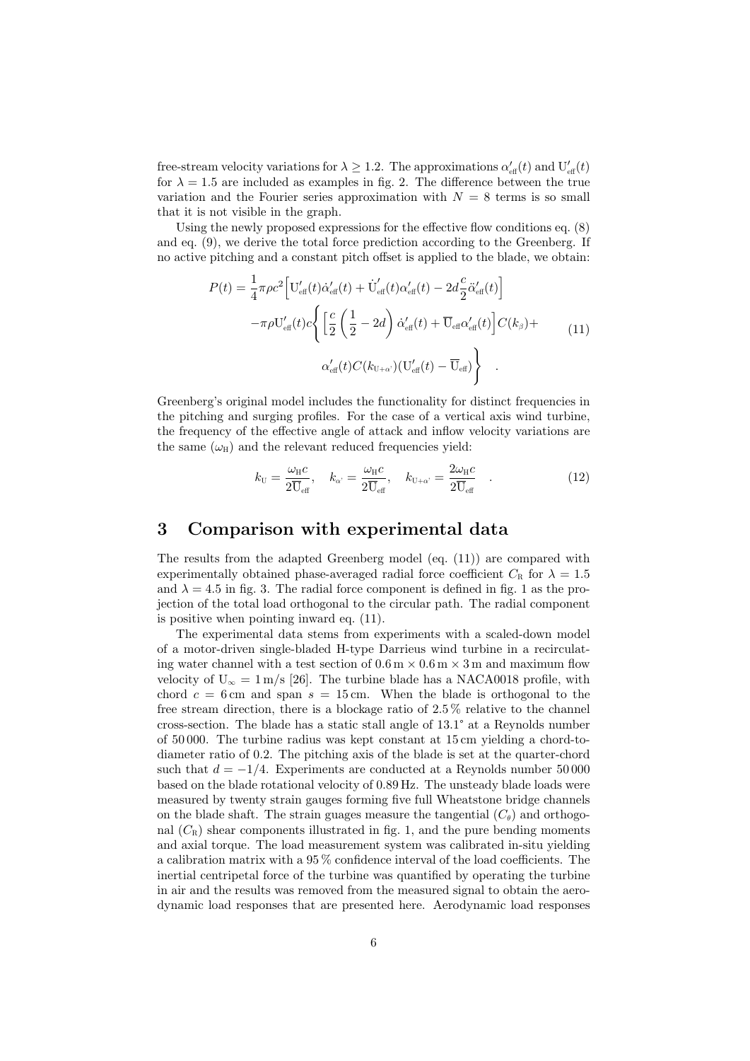free-stream velocity variations for $\lambda \geq 1.2$. The approximations $\alpha'_{\text{eff}}(t)$ and $\text{U}'_{\text{eff}}(t)$ for $\lambda = 1.5$ are included as examples in fig. 2. The difference between the true variation and the Fourier series approximation with $N = 8$ terms is so small that it is not visible in the graph.

Using the newly proposed expressions for the effective flow conditions eq. (8) and eq. (9), we derive the total force prediction according to the Greenberg. If no active pitching and a constant pitch offset is applied to the blade, we obtain:

$$
\begin{aligned}
P(t) = \frac{1}{4}\pi\rho c^2 \Big[ &\text{U}'_{\text{eff}}(t)\dot{\alpha}'_{\text{eff}}(t) + \dot{\text{U}}'_{\text{eff}}(t)\alpha'_{\text{eff}}(t) - 2d\frac{c}{2}\ddot{\alpha}'_{\text{eff}}(t)\Big] \\
-\pi\rho \text{U}'_{\text{eff}}(t)c \Bigg\{ &\Big[\frac{c}{2}\left(\frac{1}{2} - 2d\right)\dot{\alpha}'_{\text{eff}}(t) + \overline{\text{U}}_{\text{eff}}\alpha'_{\text{eff}}(t)\Big] C(k_\beta) + \\
&\alpha'_{\text{eff}}(t)C(k_{\text{U}+\alpha'})(\text{U}'_{\text{eff}}(t) - \overline{\text{U}}_{\text{eff}}) \Bigg\} \quad .
\end{aligned}
\tag{11}
$$

Greenberg's original model includes the functionality for distinct frequencies in the pitching and surging profiles. For the case of a vertical axis wind turbine, the frequency of the effective angle of attack and inflow velocity variations are the same ($\omega_{\text{H}}$) and the relevant reduced frequencies yield:

$$
k_{\text{U}} = \frac{\omega_{\text{H}} c}{2\overline{\text{U}}_{\text{eff}}}, \quad k_{\alpha'} = \frac{\omega_{\text{H}} c}{2\overline{\text{U}}_{\text{eff}}}, \quad k_{\text{U}+\alpha'} = \frac{2\omega_{\text{H}} c}{2\overline{\text{U}}_{\text{eff}}} \quad .
\tag{12}
$$

## 3 Comparison with experimental data

The results from the adapted Greenberg model (eq. (11)) are compared with experimentally obtained phase-averaged radial force coefficient $C_{\text{R}}$ for $\lambda = 1.5$ and $\lambda = 4.5$ in fig. 3. The radial force component is defined in fig. 1 as the projection of the total load orthogonal to the circular path. The radial component is positive when pointing inward eq. (11).

The experimental data stems from experiments with a scaled-down model of a motor-driven single-bladed H-type Darrieus wind turbine in a recirculating water channel with a test section of $0.6\,\text{m} \times 0.6\,\text{m} \times 3\,\text{m}$ and maximum flow velocity of $\text{U}_\infty = 1\,\text{m/s}$ [26]. The turbine blade has a NACA0018 profile, with chord $c = 6\,\text{cm}$ and span $s = 15\,\text{cm}$. When the blade is orthogonal to the free stream direction, there is a blockage ratio of 2.5 % relative to the channel cross-section. The blade has a static stall angle of 13.1° at a Reynolds number of 50 000. The turbine radius was kept constant at 15 cm yielding a chord-to-diameter ratio of 0.2. The pitching axis of the blade is set at the quarter-chord such that $d = -1/4$. Experiments are conducted at a Reynolds number 50 000 based on the blade rotational velocity of 0.89 Hz. The unsteady blade loads were measured by twenty strain gauges forming five full Wheatstone bridge channels on the blade shaft. The strain guages measure the tangential ($C_\theta$) and orthogonal ($C_{\text{R}}$) shear components illustrated in fig. 1, and the pure bending moments and axial torque. The load measurement system was calibrated in-situ yielding a calibration matrix with a 95 % confidence interval of the load coefficients. The inertial centripetal force of the turbine was quantified by operating the turbine in air and the results was removed from the measured signal to obtain the aerodynamic load responses that are presented here. Aerodynamic load responses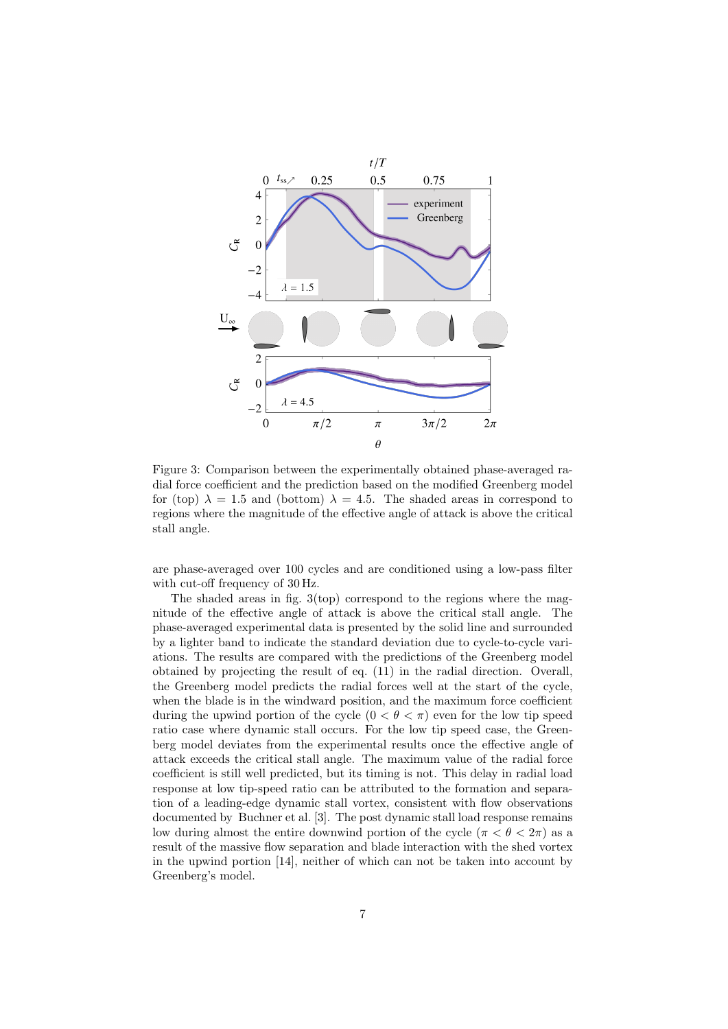Figure 3: Comparison between the experimentally obtained phase-averaged radial force coefficient and the prediction based on the modified Greenberg model for (top) $\lambda = 1.5$ and (bottom) $\lambda = 4.5$. The shaded areas in correspond to regions where the magnitude of the effective angle of attack is above the critical stall angle.

are phase-averaged over 100 cycles and are conditioned using a low-pass filter with cut-off frequency of 30 Hz.

The shaded areas in fig. 3(top) correspond to the regions where the magnitude of the effective angle of attack is above the critical stall angle. The phase-averaged experimental data is presented by the solid line and surrounded by a lighter band to indicate the standard deviation due to cycle-to-cycle variations. The results are compared with the predictions of the Greenberg model obtained by projecting the result of eq. (11) in the radial direction. Overall, the Greenberg model predicts the radial forces well at the start of the cycle, when the blade is in the windward position, and the maximum force coefficient during the upwind portion of the cycle ($0 < \theta < \pi$) even for the low tip speed ratio case where dynamic stall occurs. For the low tip speed case, the Greenberg model deviates from the experimental results once the effective angle of attack exceeds the critical stall angle. The maximum value of the radial force coefficient is still well predicted, but its timing is not. This delay in radial load response at low tip-speed ratio can be attributed to the formation and separation of a leading-edge dynamic stall vortex, consistent with flow observations documented by Buchner et al. [3]. The post dynamic stall load response remains low during almost the entire downwind portion of the cycle ($\pi < \theta < 2\pi$) as a result of the massive flow separation and blade interaction with the shed vortex in the upwind portion [14], neither of which can not be taken into account by Greenberg's model.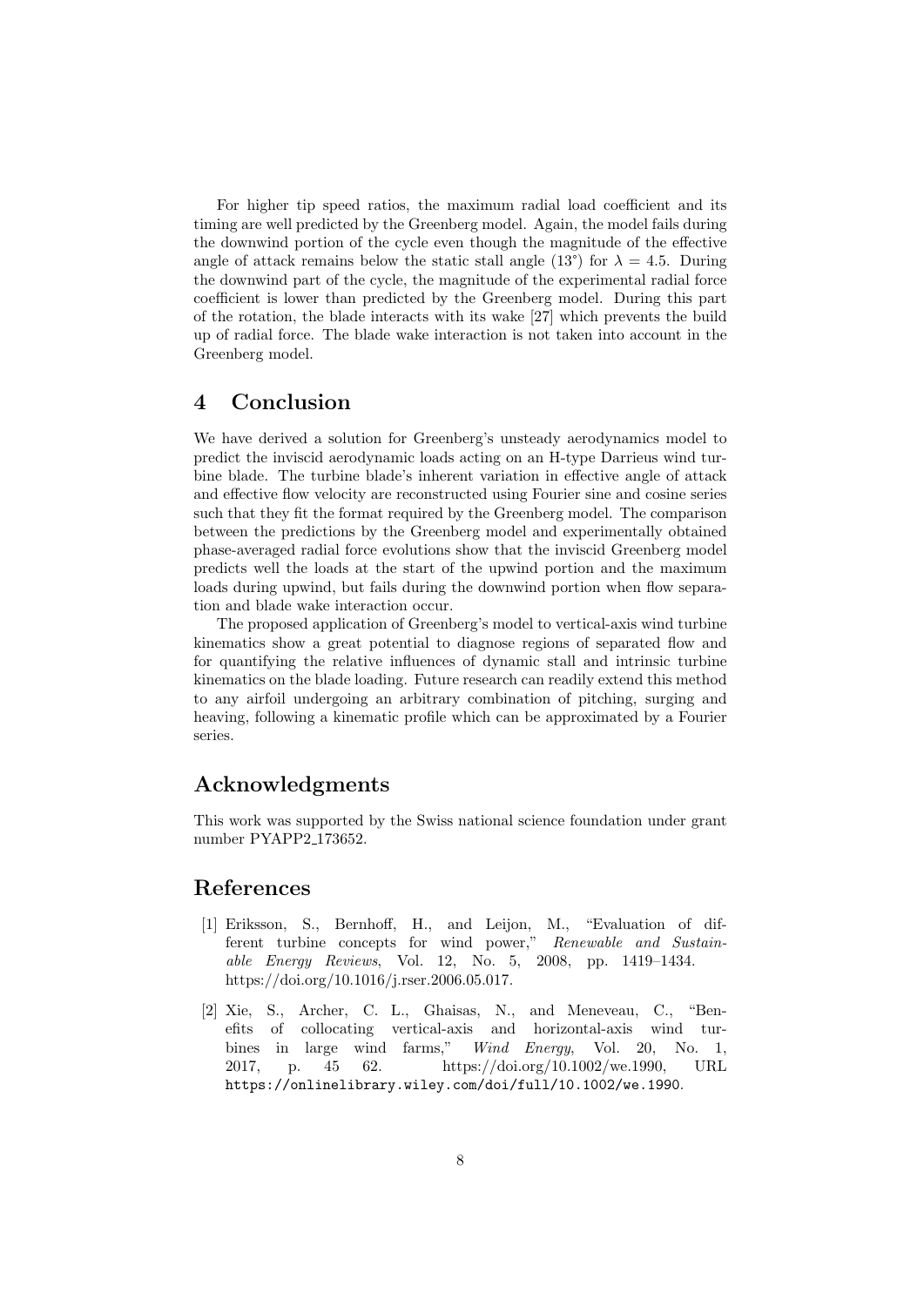For higher tip speed ratios, the maximum radial load coefficient and its timing are well predicted by the Greenberg model. Again, the model fails during the downwind portion of the cycle even though the magnitude of the effective angle of attack remains below the static stall angle (13°) for $\lambda = 4.5$. During the downwind part of the cycle, the magnitude of the experimental radial force coefficient is lower than predicted by the Greenberg model. During this part of the rotation, the blade interacts with its wake [27] which prevents the build up of radial force. The blade wake interaction is not taken into account in the Greenberg model.

## 4 Conclusion

We have derived a solution for Greenberg's unsteady aerodynamics model to predict the inviscid aerodynamic loads acting on an H-type Darrieus wind turbine blade. The turbine blade's inherent variation in effective angle of attack and effective flow velocity are reconstructed using Fourier sine and cosine series such that they fit the format required by the Greenberg model. The comparison between the predictions by the Greenberg model and experimentally obtained phase-averaged radial force evolutions show that the inviscid Greenberg model predicts well the loads at the start of the upwind portion and the maximum loads during upwind, but fails during the downwind portion when flow separation and blade wake interaction occur.

The proposed application of Greenberg's model to vertical-axis wind turbine kinematics show a great potential to diagnose regions of separated flow and for quantifying the relative influences of dynamic stall and intrinsic turbine kinematics on the blade loading. Future research can readily extend this method to any airfoil undergoing an arbitrary combination of pitching, surging and heaving, following a kinematic profile which can be approximated by a Fourier series.

## Acknowledgments

This work was supported by the Swiss national science foundation under grant number PYAPP2_173652.

## References

[1] Eriksson, S., Bernhoff, H., and Leijon, M., "Evaluation of different turbine concepts for wind power," *Renewable and Sustainable Energy Reviews*, Vol. 12, No. 5, 2008, pp. 1419–1434. https://doi.org/10.1016/j.rser.2006.05.017.

[2] Xie, S., Archer, C. L., Ghaisas, N., and Meneveau, C., "Benefits of collocating vertical-axis and horizontal-axis wind turbines in large wind farms," *Wind Energy*, Vol. 20, No. 1, 2017, p. 45 62. https://doi.org/10.1002/we.1990, URL https://onlinelibrary.wiley.com/doi/full/10.1002/we.1990.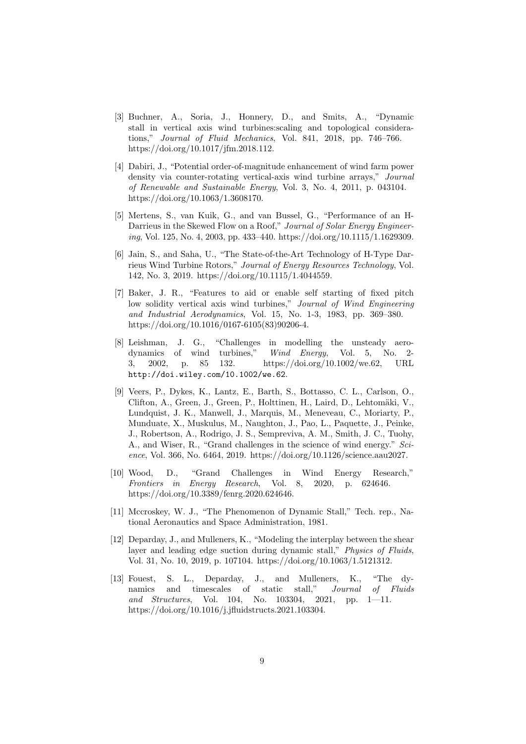[3] Buchner, A., Soria, J., Honnery, D., and Smits, A., "Dynamic stall in vertical axis wind turbines:scaling and topological considerations," *Journal of Fluid Mechanics*, Vol. 841, 2018, pp. 746–766. https://doi.org/10.1017/jfm.2018.112.

[4] Dabiri, J., "Potential order-of-magnitude enhancement of wind farm power density via counter-rotating vertical-axis wind turbine arrays," *Journal of Renewable and Sustainable Energy*, Vol. 3, No. 4, 2011, p. 043104. https://doi.org/10.1063/1.3608170.

[5] Mertens, S., van Kuik, G., and van Bussel, G., "Performance of an H-Darrieus in the Skewed Flow on a Roof," *Journal of Solar Energy Engineering*, Vol. 125, No. 4, 2003, pp. 433–440. https://doi.org/10.1115/1.1629309.

[6] Jain, S., and Saha, U., "The State-of-the-Art Technology of H-Type Darrieus Wind Turbine Rotors," *Journal of Energy Resources Technology*, Vol. 142, No. 3, 2019. https://doi.org/10.1115/1.4044559.

[7] Baker, J. R., "Features to aid or enable self starting of fixed pitch low solidity vertical axis wind turbines," *Journal of Wind Engineering and Industrial Aerodynamics*, Vol. 15, No. 1-3, 1983, pp. 369–380. https://doi.org/10.1016/0167-6105(83)90206-4.

[8] Leishman, J. G., "Challenges in modelling the unsteady aerodynamics of wind turbines," *Wind Energy*, Vol. 5, No. 2-3, 2002, p. 85 132. https://doi.org/10.1002/we.62, URL `http://doi.wiley.com/10.1002/we.62`.

[9] Veers, P., Dykes, K., Lantz, E., Barth, S., Bottasso, C. L., Carlson, O., Clifton, A., Green, J., Green, P., Holttinen, H., Laird, D., Lehtomäki, V., Lundquist, J. K., Manwell, J., Marquis, M., Meneveau, C., Moriarty, P., Munduate, X., Muskulus, M., Naughton, J., Pao, L., Paquette, J., Peinke, J., Robertson, A., Rodrigo, J. S., Sempreviva, A. M., Smith, J. C., Tuohy, A., and Wiser, R., "Grand challenges in the science of wind energy." *Science*, Vol. 366, No. 6464, 2019. https://doi.org/10.1126/science.aau2027.

[10] Wood, D., "Grand Challenges in Wind Energy Research," *Frontiers in Energy Research*, Vol. 8, 2020, p. 624646. https://doi.org/10.3389/fenrg.2020.624646.

[11] Mccroskey, W. J., "The Phenomenon of Dynamic Stall," Tech. rep., National Aeronautics and Space Administration, 1981.

[12] Deparday, J., and Mulleners, K., "Modeling the interplay between the shear layer and leading edge suction during dynamic stall," *Physics of Fluids*, Vol. 31, No. 10, 2019, p. 107104. https://doi.org/10.1063/1.5121312.

[13] Fouest, S. L., Deparday, J., and Mulleners, K., "The dynamics and timescales of static stall," *Journal of Fluids and Structures*, Vol. 104, No. 103304, 2021, pp. 1—11. https://doi.org/10.1016/j.jfluidstructs.2021.103304.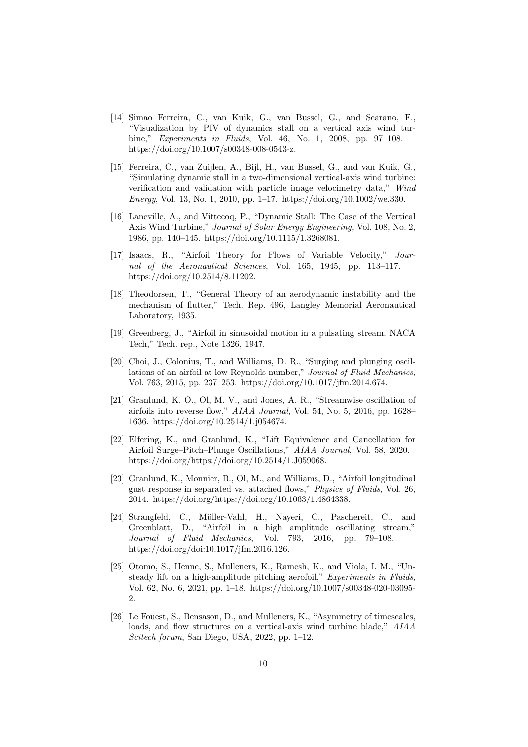[14] Simao Ferreira, C., van Kuik, G., van Bussel, G., and Scarano, F., "Visualization by PIV of dynamics stall on a vertical axis wind turbine," *Experiments in Fluids*, Vol. 46, No. 1, 2008, pp. 97–108. https://doi.org/10.1007/s00348-008-0543-z.

[15] Ferreira, C., van Zuijlen, A., Bijl, H., van Bussel, G., and van Kuik, G., "Simulating dynamic stall in a two-dimensional vertical-axis wind turbine: verification and validation with particle image velocimetry data," *Wind Energy*, Vol. 13, No. 1, 2010, pp. 1–17. https://doi.org/10.1002/we.330.

[16] Laneville, A., and Vittecoq, P., "Dynamic Stall: The Case of the Vertical Axis Wind Turbine," *Journal of Solar Energy Engineering*, Vol. 108, No. 2, 1986, pp. 140–145. https://doi.org/10.1115/1.3268081.

[17] Isaacs, R., "Airfoil Theory for Flows of Variable Velocity," *Journal of the Aeronautical Sciences*, Vol. 165, 1945, pp. 113–117. https://doi.org/10.2514/8.11202.

[18] Theodorsen, T., "General Theory of an aerodynamic instability and the mechanism of flutter," Tech. Rep. 496, Langley Memorial Aeronautical Laboratory, 1935.

[19] Greenberg, J., "Airfoil in sinusoidal motion in a pulsating stream. NACA Tech," Tech. rep., Note 1326, 1947.

[20] Choi, J., Colonius, T., and Williams, D. R., "Surging and plunging oscillations of an airfoil at low Reynolds number," *Journal of Fluid Mechanics*, Vol. 763, 2015, pp. 237–253. https://doi.org/10.1017/jfm.2014.674.

[21] Granlund, K. O., Ol, M. V., and Jones, A. R., "Streamwise oscillation of airfoils into reverse flow," *AIAA Journal*, Vol. 54, No. 5, 2016, pp. 1628–1636. https://doi.org/10.2514/1.j054674.

[22] Elfering, K., and Granlund, K., "Lift Equivalence and Cancellation for Airfoil Surge–Pitch–Plunge Oscillations," *AIAA Journal*, Vol. 58, 2020. https://doi.org/https://doi.org/10.2514/1.J059068.

[23] Granlund, K., Monnier, B., Ol, M., and Williams, D., "Airfoil longitudinal gust response in separated vs. attached flows," *Physics of Fluids*, Vol. 26, 2014. https://doi.org/https://doi.org/10.1063/1.4864338.

[24] Strangfeld, C., Müller-Vahl, H., Nayeri, C., Paschereit, C., and Greenblatt, D., "Airfoil in a high amplitude oscillating stream," *Journal of Fluid Mechanics*, Vol. 793, 2016, pp. 79–108. https://doi.org/doi:10.1017/jfm.2016.126.

[25] Ōtomo, S., Henne, S., Mulleners, K., Ramesh, K., and Viola, I. M., "Unsteady lift on a high-amplitude pitching aerofoil," *Experiments in Fluids*, Vol. 62, No. 6, 2021, pp. 1–18. https://doi.org/10.1007/s00348-020-03095-2.

[26] Le Fouest, S., Bensason, D., and Mulleners, K., "Asymmetry of timescales, loads, and flow structures on a vertical-axis wind turbine blade," *AIAA Scitech forum*, San Diego, USA, 2022, pp. 1–12.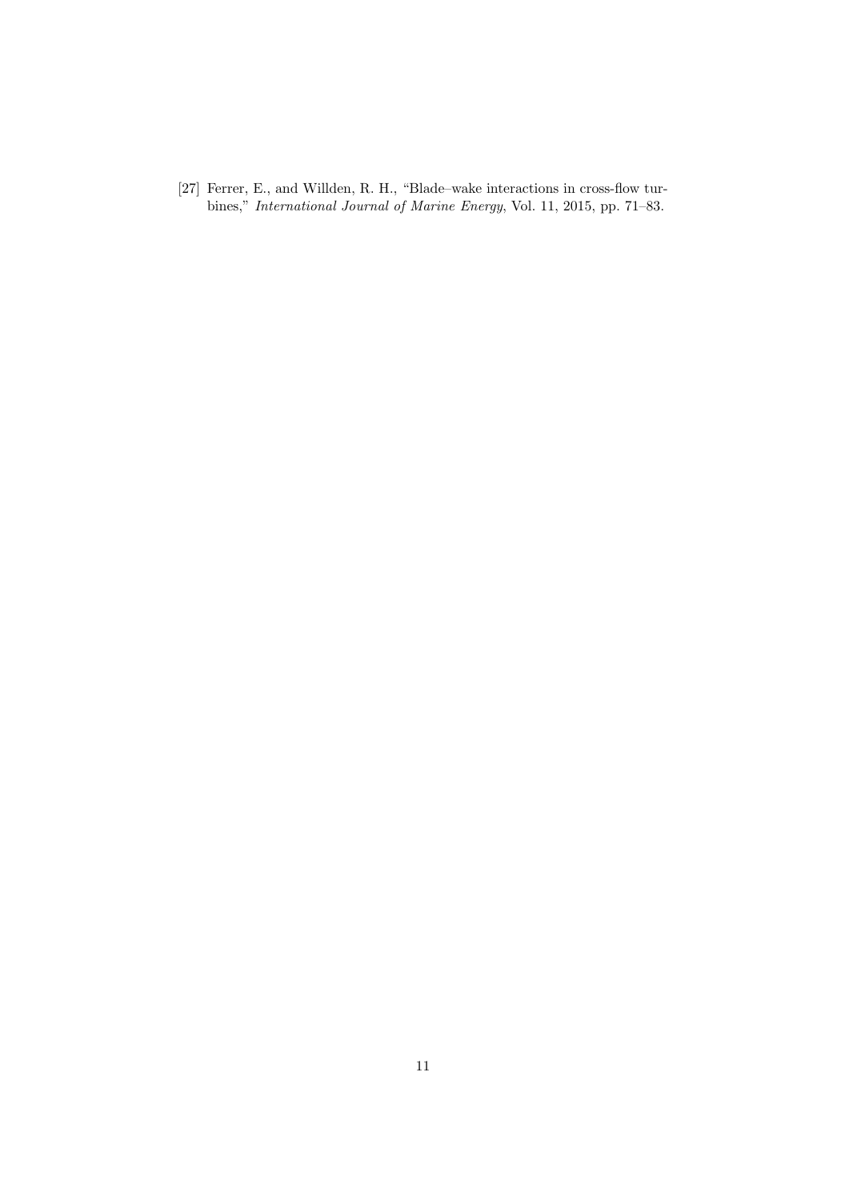[27] Ferrer, E., and Willden, R. H., "Blade–wake interactions in cross-flow turbines," *International Journal of Marine Energy*, Vol. 11, 2015, pp. 71–83.